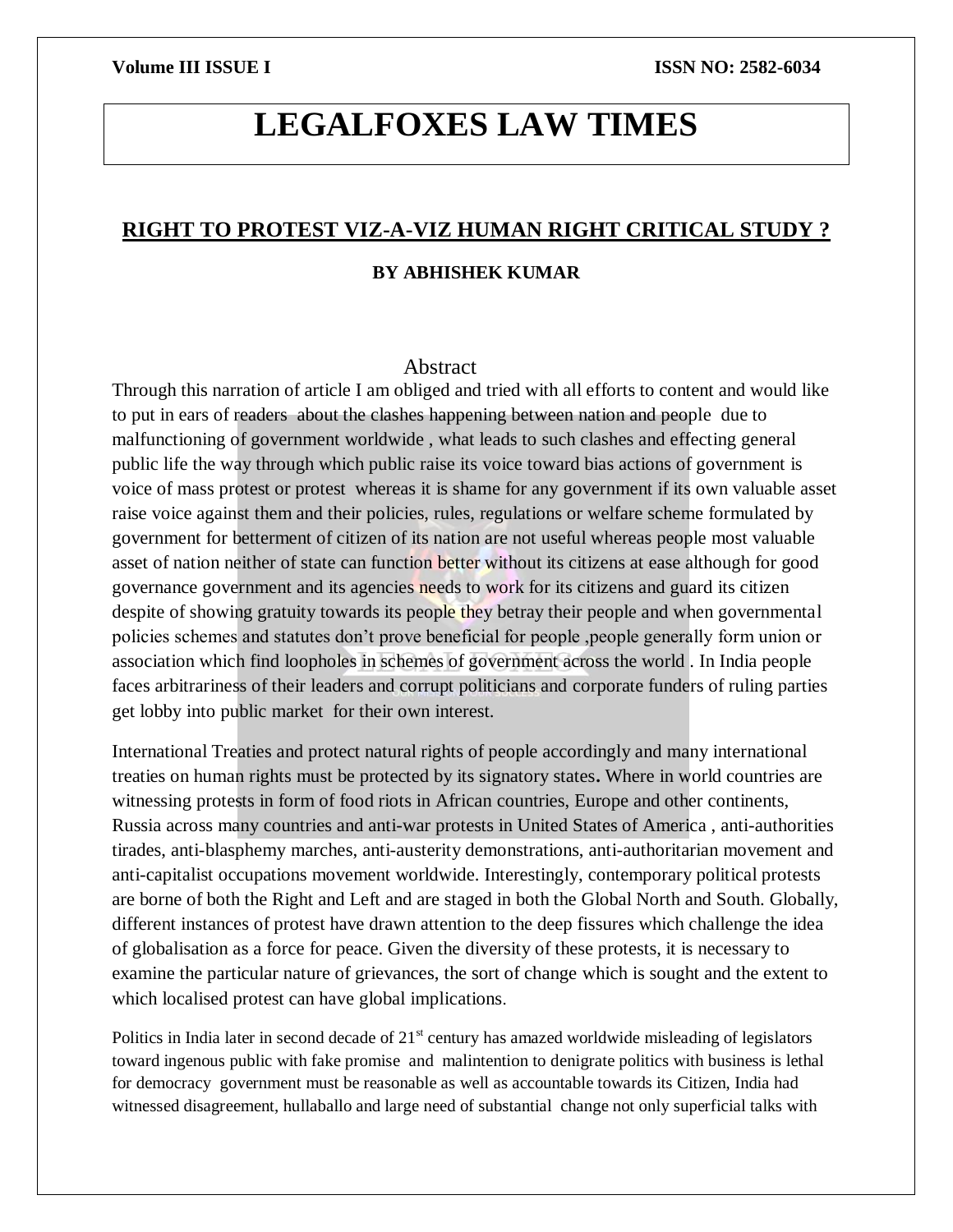# LEGALFOXES LAW TIMES

## RIGHT TO PROTEST VIZ-A-VIZ HUMAN RIGHT CRITICAL STUDY ?

**BY ABHISHEK KUMAR**

### Abstract

Through this narration of article I am obliged and tried with all efforts to content and would like to put in ears of readers about the clashes happening between nation and people due to malfunctioning of government worldwide , what leads to such clashes and effecting general public life the way through which public raise its voice toward bias actions of government is voice of mass protest or protest whereas it is shame for any government if its own valuable asset raise voice against them and their policies, rules, regulations or welfare scheme formulated by government for betterment of citizen of its nation are not useful whereas people most valuable asset of nation neither of state can function better without its citizens at ease although for good governance government and its agencies needs to work for its citizens and guard its citizen despite of showing gratuity towards its people they betray their people and when governmental policies schemes and statutes don't prove beneficial for people ,people generally form union or association which find loopholes in schemes of government across the world . In India people faces arbitrariness of their leaders and corrupt politicians and corporate funders of ruling parties get lobby into public market for their own interest.

International Treaties and protect natural rights of people accordingly and many international treaties on human rights must be protected by its signatory states**.** Where in world countries are witnessing protests in form of food riots in African countries, Europe and other continents, Russia across many countries and anti-war protests in United States of America , anti-authorities tirades, anti-blasphemy marches, anti-austerity demonstrations, anti-authoritarian movement and anti-capitalist occupations movement worldwide. Interestingly, contemporary political protests are borne of both the Right and Left and are staged in both the Global North and South. Globally, different instances of protest have drawn attention to the deep fissures which challenge the idea of globalisation as a force for peace. Given the diversity of these protests, it is necessary to examine the particular nature of grievances, the sort of change which is sought and the extent to which localised protest can have global implications.

Politics in India later in second decade of 21st century has amazed worldwide misleading of legislators toward ingenous public with fake promise and malintention to denigrate politics with business is lethal for democracy government must be reasonable as well as accountable towards its Citizen, India had witnessed disagreement, hullaballo and large need of substantial change not only superficial talks with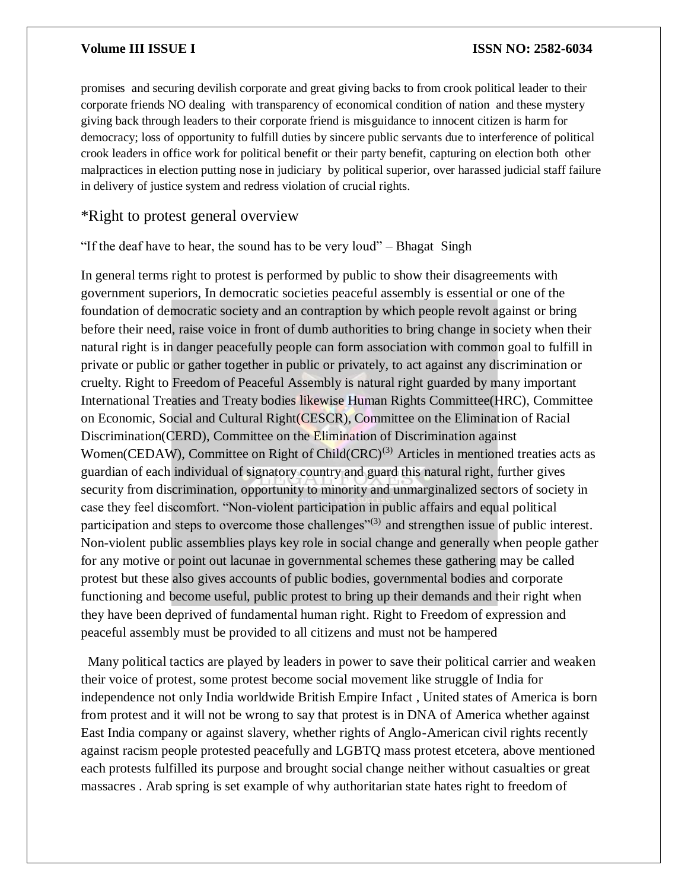promises and securing devilish corporate and great giving backs to from crook political leader to their corporate friends NO dealing with transparency of economical condition of nation and these mystery giving back through leaders to their corporate friend is misguidance to innocent citizen is harm for democracy; loss of opportunity to fulfill duties by sincere public servants due to interference of political crook leaders in office work for political benefit or their party benefit, capturing on election both other malpractices in election putting nose in judiciary by political superior, over harassed judicial staff failure in delivery of justice system and redress violation of crucial rights.

## *Right to protest general overview

"If the deaf have to hear, the sound has to be very loud" – Bhagat Singh

In general terms right to protest is performed by public to show their disagreements with government superiors, In democratic societies peaceful assembly is essential or one of the foundation of democratic society and an contraption by which people revolt against or bring before their need, raise voice in front of dumb authorities to bring change in society when their natural right is in danger peacefully people can form association with common goal to fulfill in private or public or gather together in public or privately, to act against any discrimination or cruelty. Right to Freedom of Peaceful Assembly is natural right guarded by many important International Treaties and Treaty bodies likewise Human Rights Committee(HRC), Committee on Economic, Social and Cultural Right(CESCR), Committee on the Elimination of Racial Discrimination(CERD), Committee on the Elimination of Discrimination against Women(CEDAW), Committee on Right of Child(CRC)[(3)] Articles in mentioned treaties acts as guardian of each individual of signatory country and guard this natural right, further gives security from discrimination, opportunity to minority and unmarginalized sectors of society in case they feel discomfort. "Non-violent participation in public affairs and equal political participation and steps to overcome those challenges"[(3)] and strengthen issue of public interest. Non-violent public assemblies plays key role in social change and generally when people gather for any motive or point out lacunae in governmental schemes these gathering may be called protest but these also gives accounts of public bodies, governmental bodies and corporate functioning and become useful, public protest to bring up their demands and their right when they have been deprived of fundamental human right. Right to Freedom of expression and peaceful assembly must be provided to all citizens and must not be hampered

Many political tactics are played by leaders in power to save their political carrier and weaken their voice of protest, some protest become social movement like struggle of India for independence not only India worldwide British Empire Infact , United states of America is born from protest and it will not be wrong to say that protest is in DNA of America whether against East India company or against slavery, whether rights of Anglo-American civil rights recently against racism people protested peacefully and LGBTQ mass protest etcetera, above mentioned each protests fulfilled its purpose and brought social change neither without casualties or great massacres . Arab spring is set example of why authoritarian state hates right to freedom of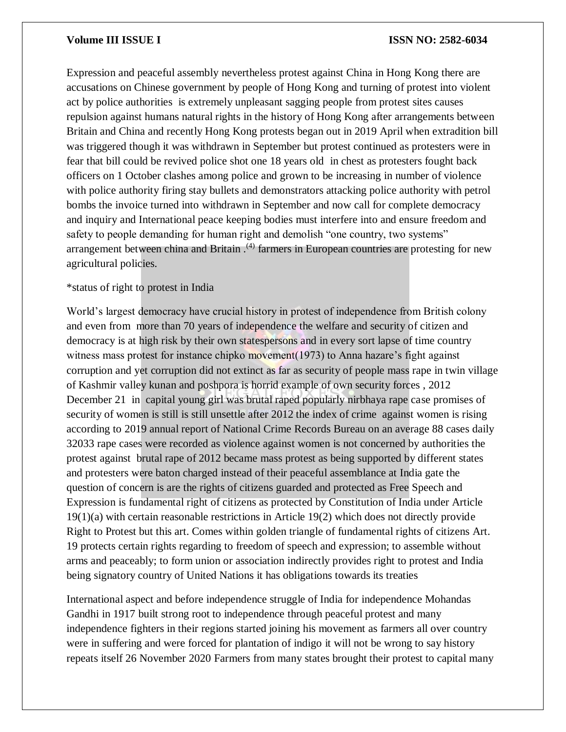Expression and peaceful assembly nevertheless protest against China in Hong Kong there are accusations on Chinese government by people of Hong Kong and turning of protest into violent act by police authorities is extremely unpleasant sagging people from protest sites causes repulsion against humans natural rights in the history of Hong Kong after arrangements between Britain and China and recently Hong Kong protests began out in 2019 April when extradition bill was triggered though it was withdrawn in September but protest continued as protesters were in fear that bill could be revived police shot one 18 years old in chest as protesters fought back officers on 1 October clashes among police and grown to be increasing in number of violence with police authority firing stay bullets and demonstrators attacking police authority with petrol bombs the invoice turned into withdrawn in September and now call for complete democracy and inquiry and International peace keeping bodies must interfere into and ensure freedom and safety to people demanding for human right and demolish "one country, two systems" arrangement between china and Britain .(4) farmers in European countries are protesting for new agricultural policies.

*status of right to protest in India

World's largest democracy have crucial history in protest of independence from British colony and even from more than 70 years of independence the welfare and security of citizen and democracy is at high risk by their own statespersons and in every sort lapse of time country witness mass protest for instance chipko movement(1973) to Anna hazare's fight against corruption and yet corruption did not extinct as far as security of people mass rape in twin village of Kashmir valley kunan and poshpora is horrid example of own security forces , 2012 December 21 in capital young girl was brutal raped popularly nirbhaya rape case promises of security of women is still is still unsettle after 2012 the index of crime against women is rising according to 2019 annual report of National Crime Records Bureau on an average 88 cases daily 32033 rape cases were recorded as violence against women is not concerned by authorities the protest against brutal rape of 2012 became mass protest as being supported by different states and protesters were baton charged instead of their peaceful assemblance at India gate the question of concern is are the rights of citizens guarded and protected as Free Speech and Expression is fundamental right of citizens as protected by Constitution of India under Article 19(1)(a) with certain reasonable restrictions in Article 19(2) which does not directly provide Right to Protest but this art. Comes within golden triangle of fundamental rights of citizens Art. 19 protects certain rights regarding to freedom of speech and expression; to assemble without arms and peaceably; to form union or association indirectly provides right to protest and India being signatory country of United Nations it has obligations towards its treaties

International aspect and before independence struggle of India for independence Mohandas Gandhi in 1917 built strong root to independence through peaceful protest and many independence fighters in their regions started joining his movement as farmers all over country were in suffering and were forced for plantation of indigo it will not be wrong to say history repeats itself 26 November 2020 Farmers from many states brought their protest to capital many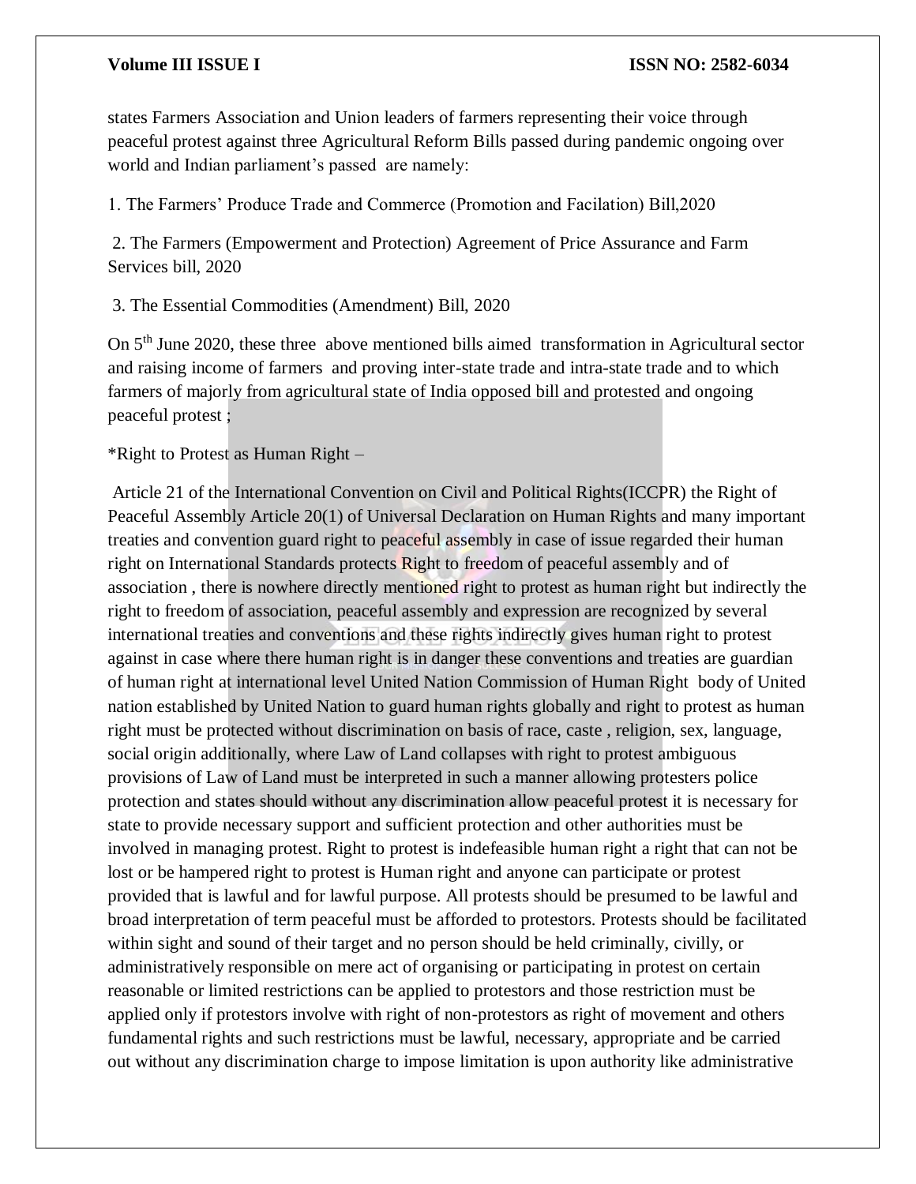states Farmers Association and Union leaders of farmers representing their voice through peaceful protest against three Agricultural Reform Bills passed during pandemic ongoing over world and Indian parliament's passed are namely:

1. The Farmers' Produce Trade and Commerce (Promotion and Facilation) Bill,2020

2. The Farmers (Empowerment and Protection) Agreement of Price Assurance and Farm Services bill, 2020

3. The Essential Commodities (Amendment) Bill, 2020

On 5th June 2020, these three above mentioned bills aimed transformation in Agricultural sector and raising income of farmers and proving inter-state trade and intra-state trade and to which farmers of majorly from agricultural state of India opposed bill and protested and ongoing peaceful protest ;

*Right to Protest as Human Right –

Article 21 of the International Convention on Civil and Political Rights(ICCPR) the Right of Peaceful Assembly Article 20(1) of Universal Declaration on Human Rights and many important treaties and convention guard right to peaceful assembly in case of issue regarded their human right on International Standards protects Right to freedom of peaceful assembly and of association , there is nowhere directly mentioned right to protest as human right but indirectly the right to freedom of association, peaceful assembly and expression are recognized by several international treaties and conventions and these rights indirectly gives human right to protest against in case where there human right is in danger these conventions and treaties are guardian of human right at international level United Nation Commission of Human Right body of United nation established by United Nation to guard human rights globally and right to protest as human right must be protected without discrimination on basis of race, caste , religion, sex, language, social origin additionally, where Law of Land collapses with right to protest ambiguous provisions of Law of Land must be interpreted in such a manner allowing protesters police protection and states should without any discrimination allow peaceful protest it is necessary for state to provide necessary support and sufficient protection and other authorities must be involved in managing protest. Right to protest is indefeasible human right a right that can not be lost or be hampered right to protest is Human right and anyone can participate or protest provided that is lawful and for lawful purpose. All protests should be presumed to be lawful and broad interpretation of term peaceful must be afforded to protestors. Protests should be facilitated within sight and sound of their target and no person should be held criminally, civilly, or administratively responsible on mere act of organising or participating in protest on certain reasonable or limited restrictions can be applied to protestors and those restriction must be applied only if protestors involve with right of non-protestors as right of movement and others fundamental rights and such restrictions must be lawful, necessary, appropriate and be carried out without any discrimination charge to impose limitation is upon authority like administrative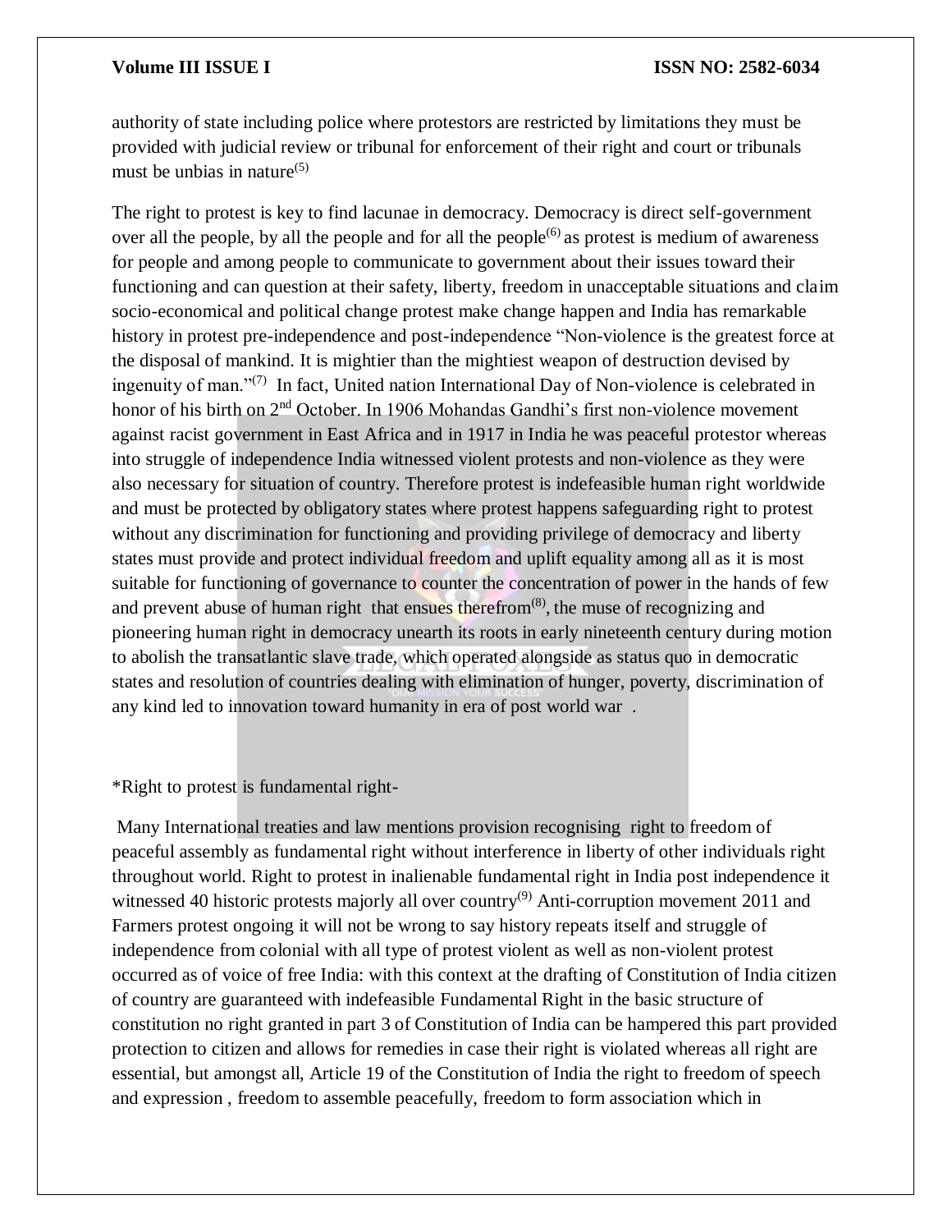authority of state including police where protestors are restricted by limitations they must be provided with judicial review or tribunal for enforcement of their right and court or tribunals must be unbias in nature[(5)]

The right to protest is key to find lacunae in democracy. Democracy is direct self-government over all the people, by all the people and for all the people[(6)] as protest is medium of awareness for people and among people to communicate to government about their issues toward their functioning and can question at their safety, liberty, freedom in unacceptable situations and claim socio-economical and political change protest make change happen and India has remarkable history in protest pre-independence and post-independence "Non-violence is the greatest force at the disposal of mankind. It is mightier than the mightiest weapon of destruction devised by ingenuity of man."[(7)] In fact, United nation International Day of Non-violence is celebrated in honor of his birth on 2nd October. In 1906 Mohandas Gandhi's first non-violence movement against racist government in East Africa and in 1917 in India he was peaceful protestor whereas into struggle of independence India witnessed violent protests and non-violence as they were also necessary for situation of country. Therefore protest is indefeasible human right worldwide and must be protected by obligatory states where protest happens safeguarding right to protest without any discrimination for functioning and providing privilege of democracy and liberty states must provide and protect individual freedom and uplift equality among all as it is most suitable for functioning of governance to counter the concentration of power in the hands of few and prevent abuse of human right that ensues therefrom[(8)], the muse of recognizing and pioneering human right in democracy unearth its roots in early nineteenth century during motion to abolish the transatlantic slave trade, which operated alongside as status quo in democratic states and resolution of countries dealing with elimination of hunger, poverty, discrimination of any kind led to innovation toward humanity in era of post world war .

*Right to protest is fundamental right-

Many International treaties and law mentions provision recognising right to freedom of peaceful assembly as fundamental right without interference in liberty of other individuals right throughout world. Right to protest in inalienable fundamental right in India post independence it witnessed 40 historic protests majorly all over country[(9)] Anti-corruption movement 2011 and Farmers protest ongoing it will not be wrong to say history repeats itself and struggle of independence from colonial with all type of protest violent as well as non-violent protest occurred as of voice of free India: with this context at the drafting of Constitution of India citizen of country are guaranteed with indefeasible Fundamental Right in the basic structure of constitution no right granted in part 3 of Constitution of India can be hampered this part provided protection to citizen and allows for remedies in case their right is violated whereas all right are essential, but amongst all, Article 19 of the Constitution of India the right to freedom of speech and expression , freedom to assemble peacefully, freedom to form association which in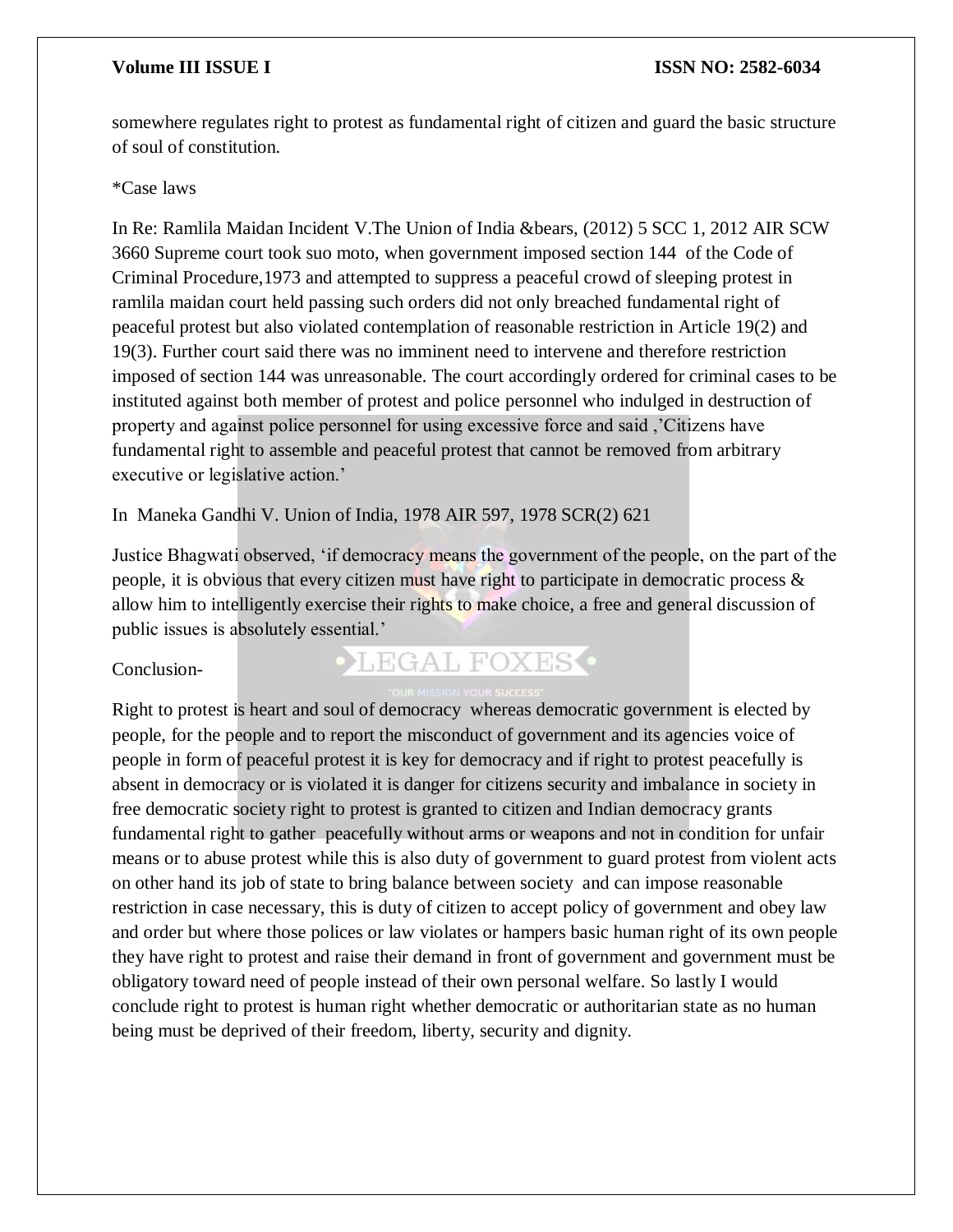somewhere regulates right to protest as fundamental right of citizen and guard the basic structure of soul of constitution.

*Case laws

In Re: Ramlila Maidan Incident V.The Union of India &bears, (2012) 5 SCC 1, 2012 AIR SCW 3660 Supreme court took suo moto, when government imposed section 144 of the Code of Criminal Procedure,1973 and attempted to suppress a peaceful crowd of sleeping protest in ramlila maidan court held passing such orders did not only breached fundamental right of peaceful protest but also violated contemplation of reasonable restriction in Article 19(2) and 19(3). Further court said there was no imminent need to intervene and therefore restriction imposed of section 144 was unreasonable. The court accordingly ordered for criminal cases to be instituted against both member of protest and police personnel who indulged in destruction of property and against police personnel for using excessive force and said ,'Citizens have fundamental right to assemble and peaceful protest that cannot be removed from arbitrary executive or legislative action.'

In Maneka Gandhi V. Union of India, 1978 AIR 597, 1978 SCR(2) 621

Justice Bhagwati observed, 'if democracy means the government of the people, on the part of the people, it is obvious that every citizen must have right to participate in democratic process & allow him to intelligently exercise their rights to make choice, a free and general discussion of public issues is absolutely essential.'

Conclusion-

Right to protest is heart and soul of democracy whereas democratic government is elected by people, for the people and to report the misconduct of government and its agencies voice of people in form of peaceful protest it is key for democracy and if right to protest peacefully is absent in democracy or is violated it is danger for citizens security and imbalance in society in free democratic society right to protest is granted to citizen and Indian democracy grants fundamental right to gather peacefully without arms or weapons and not in condition for unfair means or to abuse protest while this is also duty of government to guard protest from violent acts on other hand its job of state to bring balance between society and can impose reasonable restriction in case necessary, this is duty of citizen to accept policy of government and obey law and order but where those polices or law violates or hampers basic human right of its own people they have right to protest and raise their demand in front of government and government must be obligatory toward need of people instead of their own personal welfare. So lastly I would conclude right to protest is human right whether democratic or authoritarian state as no human being must be deprived of their freedom, liberty, security and dignity.